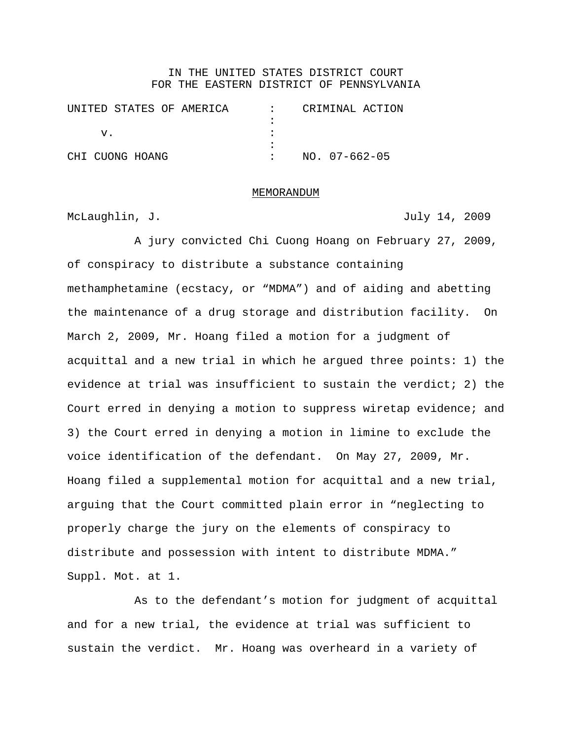IN THE UNITED STATES DISTRICT COURT
FOR THE EASTERN DISTRICT OF PENNSYLVANIA

| | | |
|---|---|---|
| UNITED STATES OF AMERICA | : | CRIMINAL ACTION |
| | : | |
| v. | : | |
| | : | |
| CHI CUONG HOANG | : | NO. 07-662-05 |

MEMORANDUM

McLaughlin, J. July 14, 2009

A jury convicted Chi Cuong Hoang on February 27, 2009, of conspiracy to distribute a substance containing methamphetamine (ecstacy, or "MDMA") and of aiding and abetting the maintenance of a drug storage and distribution facility. On March 2, 2009, Mr. Hoang filed a motion for a judgment of acquittal and a new trial in which he argued three points: 1) the evidence at trial was insufficient to sustain the verdict; 2) the Court erred in denying a motion to suppress wiretap evidence; and 3) the Court erred in denying a motion in limine to exclude the voice identification of the defendant. On May 27, 2009, Mr. Hoang filed a supplemental motion for acquittal and a new trial, arguing that the Court committed plain error in "neglecting to properly charge the jury on the elements of conspiracy to distribute and possession with intent to distribute MDMA." Suppl. Mot. at 1.

As to the defendant's motion for judgment of acquittal and for a new trial, the evidence at trial was sufficient to sustain the verdict. Mr. Hoang was overheard in a variety of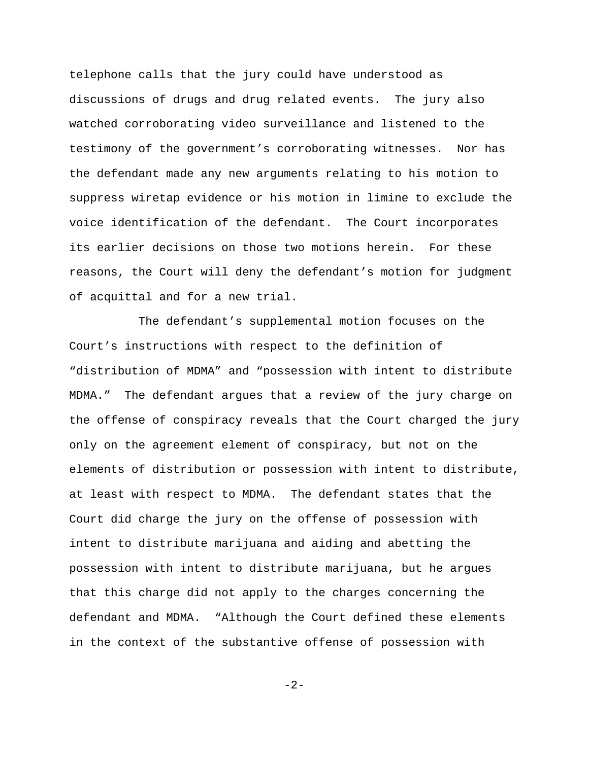telephone calls that the jury could have understood as discussions of drugs and drug related events. The jury also watched corroborating video surveillance and listened to the testimony of the government's corroborating witnesses. Nor has the defendant made any new arguments relating to his motion to suppress wiretap evidence or his motion in limine to exclude the voice identification of the defendant. The Court incorporates its earlier decisions on those two motions herein. For these reasons, the Court will deny the defendant's motion for judgment of acquittal and for a new trial.

The defendant's supplemental motion focuses on the Court's instructions with respect to the definition of "distribution of MDMA" and "possession with intent to distribute MDMA." The defendant argues that a review of the jury charge on the offense of conspiracy reveals that the Court charged the jury only on the agreement element of conspiracy, but not on the elements of distribution or possession with intent to distribute, at least with respect to MDMA. The defendant states that the Court did charge the jury on the offense of possession with intent to distribute marijuana and aiding and abetting the possession with intent to distribute marijuana, but he argues that this charge did not apply to the charges concerning the defendant and MDMA. "Although the Court defined these elements in the context of the substantive offense of possession with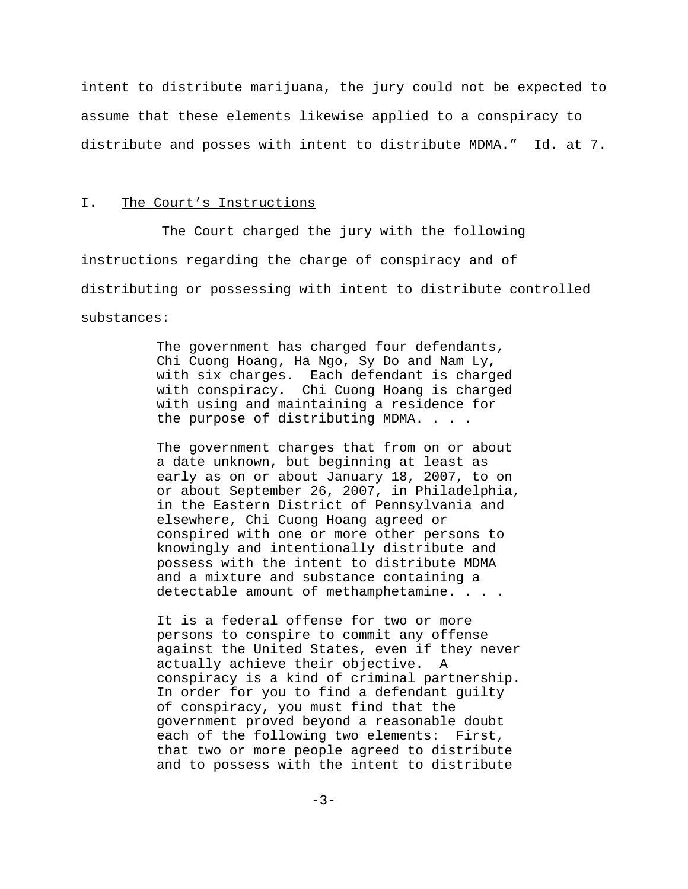intent to distribute marijuana, the jury could not be expected to assume that these elements likewise applied to a conspiracy to distribute and posses with intent to distribute MDMA." Id. at 7.

## I. The Court's Instructions

The Court charged the jury with the following instructions regarding the charge of conspiracy and of distributing or possessing with intent to distribute controlled substances:

> The government has charged four defendants, Chi Cuong Hoang, Ha Ngo, Sy Do and Nam Ly, with six charges. Each defendant is charged with conspiracy. Chi Cuong Hoang is charged with using and maintaining a residence for the purpose of distributing MDMA. . . .
>
> The government charges that from on or about a date unknown, but beginning at least as early as on or about January 18, 2007, to on or about September 26, 2007, in Philadelphia, in the Eastern District of Pennsylvania and elsewhere, Chi Cuong Hoang agreed or conspired with one or more other persons to knowingly and intentionally distribute and possess with the intent to distribute MDMA and a mixture and substance containing a detectable amount of methamphetamine. . . .
>
> It is a federal offense for two or more persons to conspire to commit any offense against the United States, even if they never actually achieve their objective. A conspiracy is a kind of criminal partnership. In order for you to find a defendant guilty of conspiracy, you must find that the government proved beyond a reasonable doubt each of the following two elements: First, that two or more people agreed to distribute and to possess with the intent to distribute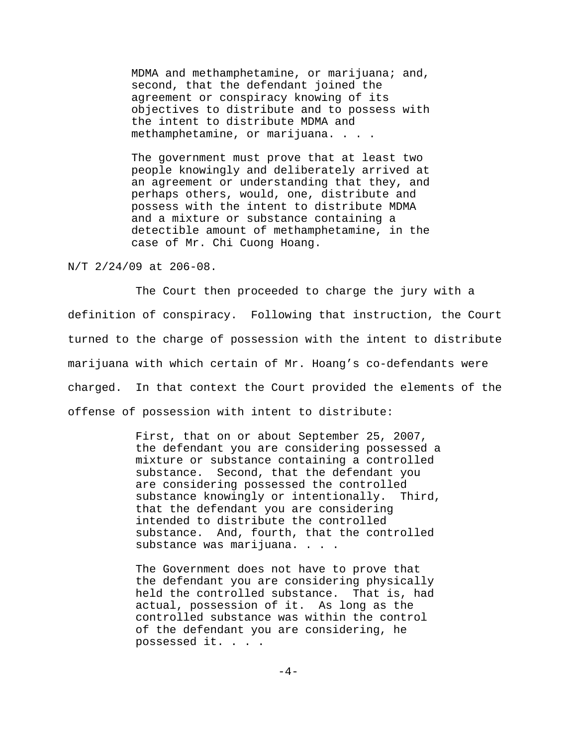> MDMA and methamphetamine, or marijuana; and, second, that the defendant joined the agreement or conspiracy knowing of its objectives to distribute and to possess with the intent to distribute MDMA and methamphetamine, or marijuana. . . .
>
> The government must prove that at least two people knowingly and deliberately arrived at an agreement or understanding that they, and perhaps others, would, one, distribute and possess with the intent to distribute MDMA and a mixture or substance containing a detectible amount of methamphetamine, in the case of Mr. Chi Cuong Hoang.

N/T 2/24/09 at 206-08.

The Court then proceeded to charge the jury with a definition of conspiracy. Following that instruction, the Court turned to the charge of possession with the intent to distribute marijuana with which certain of Mr. Hoang's co-defendants were charged. In that context the Court provided the elements of the offense of possession with intent to distribute:

> First, that on or about September 25, 2007, the defendant you are considering possessed a mixture or substance containing a controlled substance. Second, that the defendant you are considering possessed the controlled substance knowingly or intentionally. Third, that the defendant you are considering intended to distribute the controlled substance. And, fourth, that the controlled substance was marijuana. . . .
>
> The Government does not have to prove that the defendant you are considering physically held the controlled substance. That is, had actual, possession of it. As long as the controlled substance was within the control of the defendant you are considering, he possessed it. . . .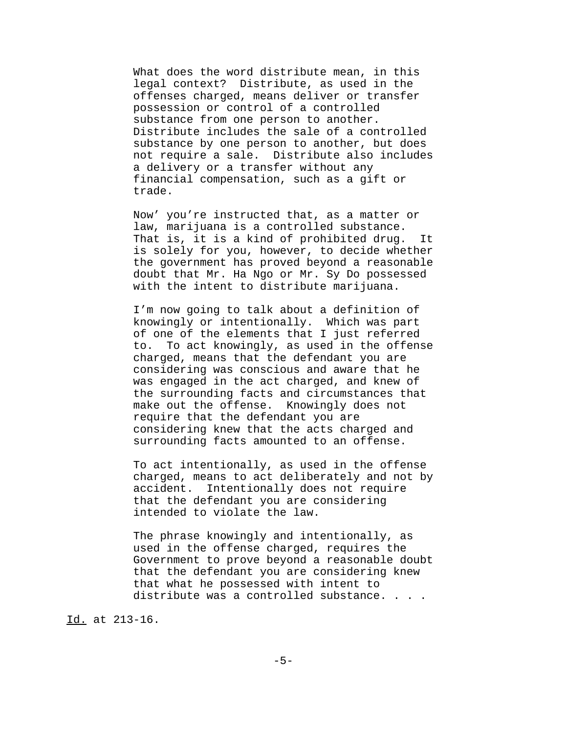> What does the word distribute mean, in this legal context? Distribute, as used in the offenses charged, means deliver or transfer possession or control of a controlled substance from one person to another. Distribute includes the sale of a controlled substance by one person to another, but does not require a sale. Distribute also includes a delivery or a transfer without any financial compensation, such as a gift or trade.
>
> Now' you're instructed that, as a matter or law, marijuana is a controlled substance. That is, it is a kind of prohibited drug. It is solely for you, however, to decide whether the government has proved beyond a reasonable doubt that Mr. Ha Ngo or Mr. Sy Do possessed with the intent to distribute marijuana.
>
> I'm now going to talk about a definition of knowingly or intentionally. Which was part of one of the elements that I just referred to. To act knowingly, as used in the offense charged, means that the defendant you are considering was conscious and aware that he was engaged in the act charged, and knew of the surrounding facts and circumstances that make out the offense. Knowingly does not require that the defendant you are considering knew that the acts charged and surrounding facts amounted to an offense.
>
> To act intentionally, as used in the offense charged, means to act deliberately and not by accident. Intentionally does not require that the defendant you are considering intended to violate the law.
>
> The phrase knowingly and intentionally, as used in the offense charged, requires the Government to prove beyond a reasonable doubt that the defendant you are considering knew that what he possessed with intent to distribute was a controlled substance. . . .

<u>Id.</u> at 213-16.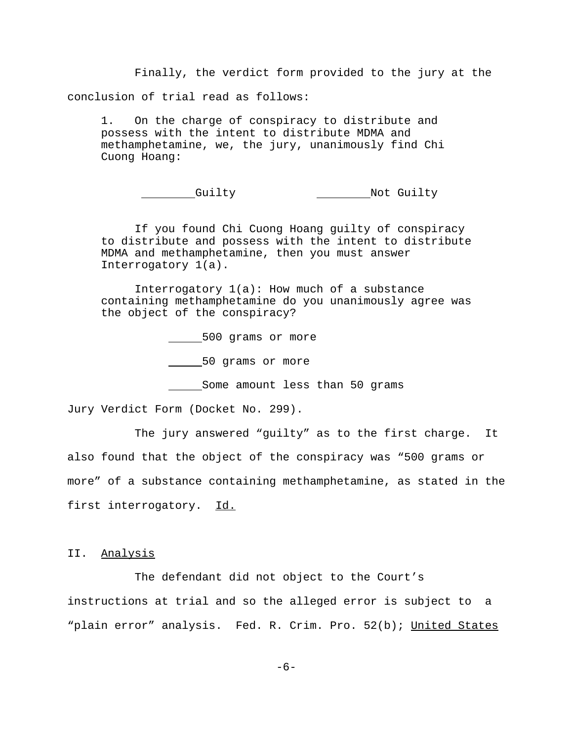Finally, the verdict form provided to the jury at the conclusion of trial read as follows:

> 1. On the charge of conspiracy to distribute and possess with the intent to distribute MDMA and methamphetamine, we, the jury, unanimously find Chi Cuong Hoang:
>
> ________Guilty ________Not Guilty
>
> If you found Chi Cuong Hoang guilty of conspiracy to distribute and possess with the intent to distribute MDMA and methamphetamine, then you must answer Interrogatory 1(a).
>
> Interrogatory 1(a): How much of a substance containing methamphetamine do you unanimously agree was the object of the conspiracy?
>
> _____500 grams or more
>
> _____50 grams or more
>
> _____Some amount less than 50 grams

Jury Verdict Form (Docket No. 299).

The jury answered "guilty" as to the first charge. It also found that the object of the conspiracy was "500 grams or more" of a substance containing methamphetamine, as stated in the first interrogatory. Id.

## II. Analysis

The defendant did not object to the Court's instructions at trial and so the alleged error is subject to a "plain error" analysis. Fed. R. Crim. Pro. 52(b); United States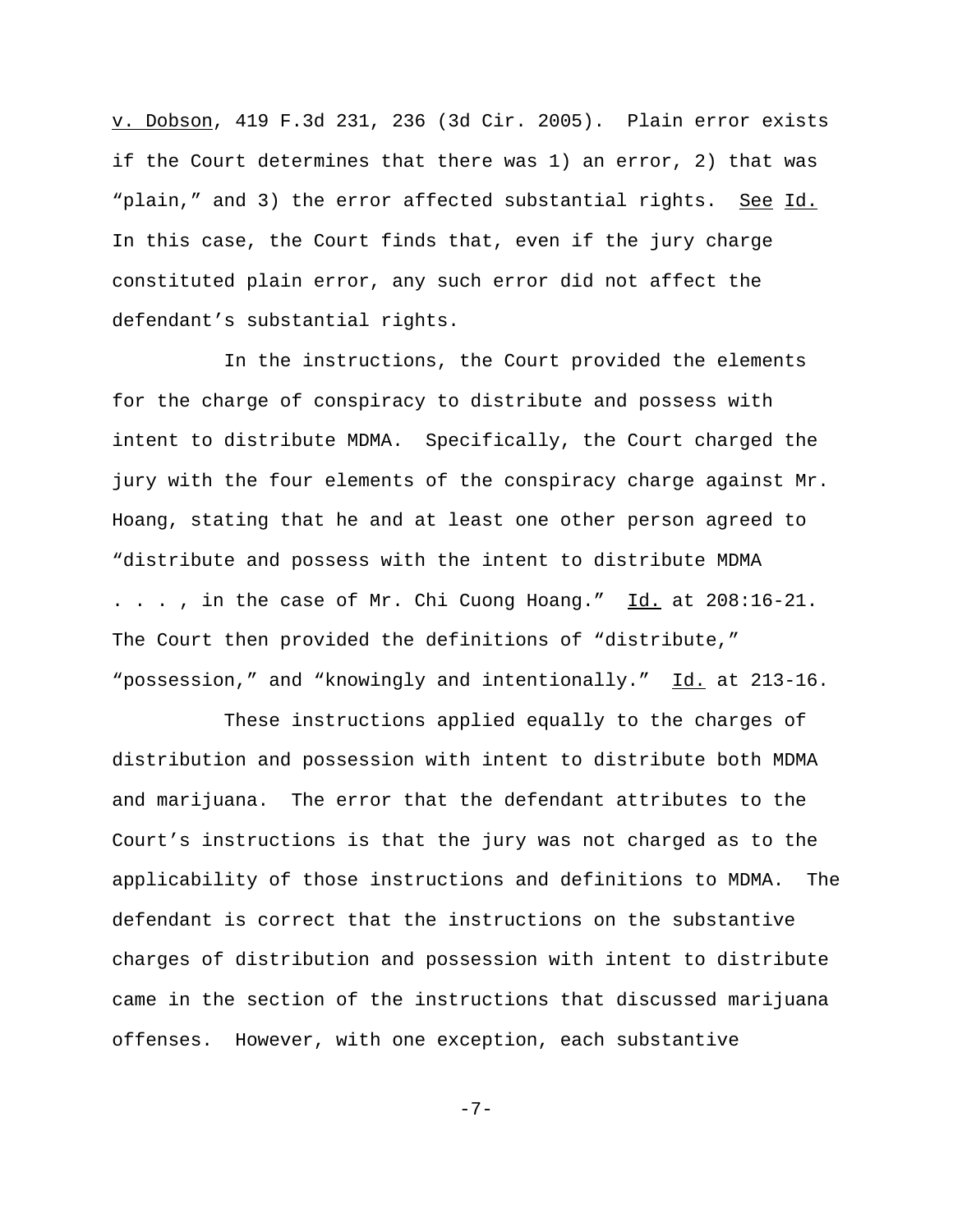v. Dobson, 419 F.3d 231, 236 (3d Cir. 2005). Plain error exists if the Court determines that there was 1) an error, 2) that was "plain," and 3) the error affected substantial rights. See Id. In this case, the Court finds that, even if the jury charge constituted plain error, any such error did not affect the defendant's substantial rights.

In the instructions, the Court provided the elements for the charge of conspiracy to distribute and possess with intent to distribute MDMA. Specifically, the Court charged the jury with the four elements of the conspiracy charge against Mr. Hoang, stating that he and at least one other person agreed to "distribute and possess with the intent to distribute MDMA . . . , in the case of Mr. Chi Cuong Hoang." Id. at 208:16-21. The Court then provided the definitions of "distribute," "possession," and "knowingly and intentionally." Id. at 213-16.

These instructions applied equally to the charges of distribution and possession with intent to distribute both MDMA and marijuana. The error that the defendant attributes to the Court's instructions is that the jury was not charged as to the applicability of those instructions and definitions to MDMA. The defendant is correct that the instructions on the substantive charges of distribution and possession with intent to distribute came in the section of the instructions that discussed marijuana offenses. However, with one exception, each substantive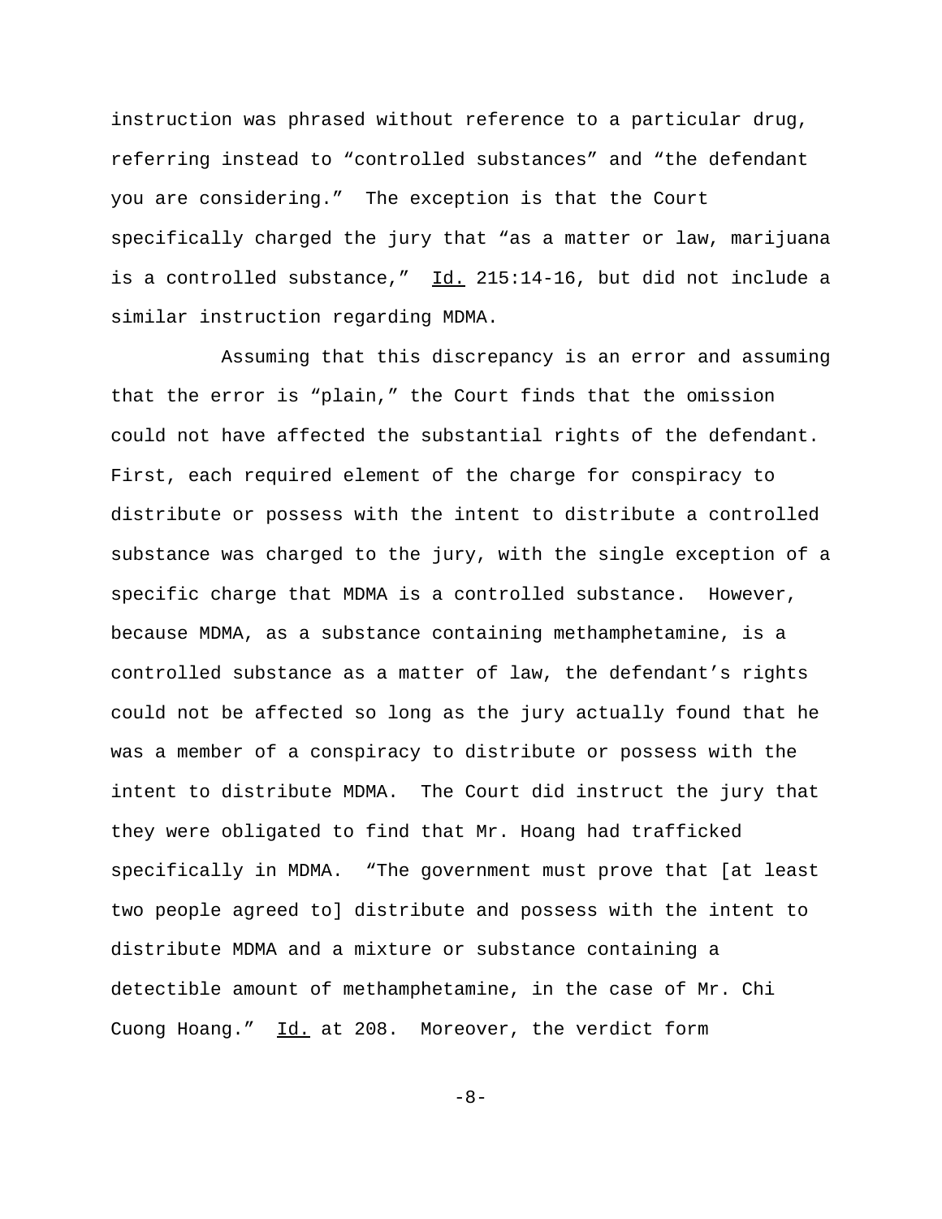instruction was phrased without reference to a particular drug, referring instead to "controlled substances" and "the defendant you are considering." The exception is that the Court specifically charged the jury that "as a matter or law, marijuana is a controlled substance," Id. 215:14-16, but did not include a similar instruction regarding MDMA.

Assuming that this discrepancy is an error and assuming that the error is "plain," the Court finds that the omission could not have affected the substantial rights of the defendant. First, each required element of the charge for conspiracy to distribute or possess with the intent to distribute a controlled substance was charged to the jury, with the single exception of a specific charge that MDMA is a controlled substance. However, because MDMA, as a substance containing methamphetamine, is a controlled substance as a matter of law, the defendant's rights could not be affected so long as the jury actually found that he was a member of a conspiracy to distribute or possess with the intent to distribute MDMA. The Court did instruct the jury that they were obligated to find that Mr. Hoang had trafficked specifically in MDMA. "The government must prove that [at least two people agreed to] distribute and possess with the intent to distribute MDMA and a mixture or substance containing a detectible amount of methamphetamine, in the case of Mr. Chi Cuong Hoang." Id. at 208. Moreover, the verdict form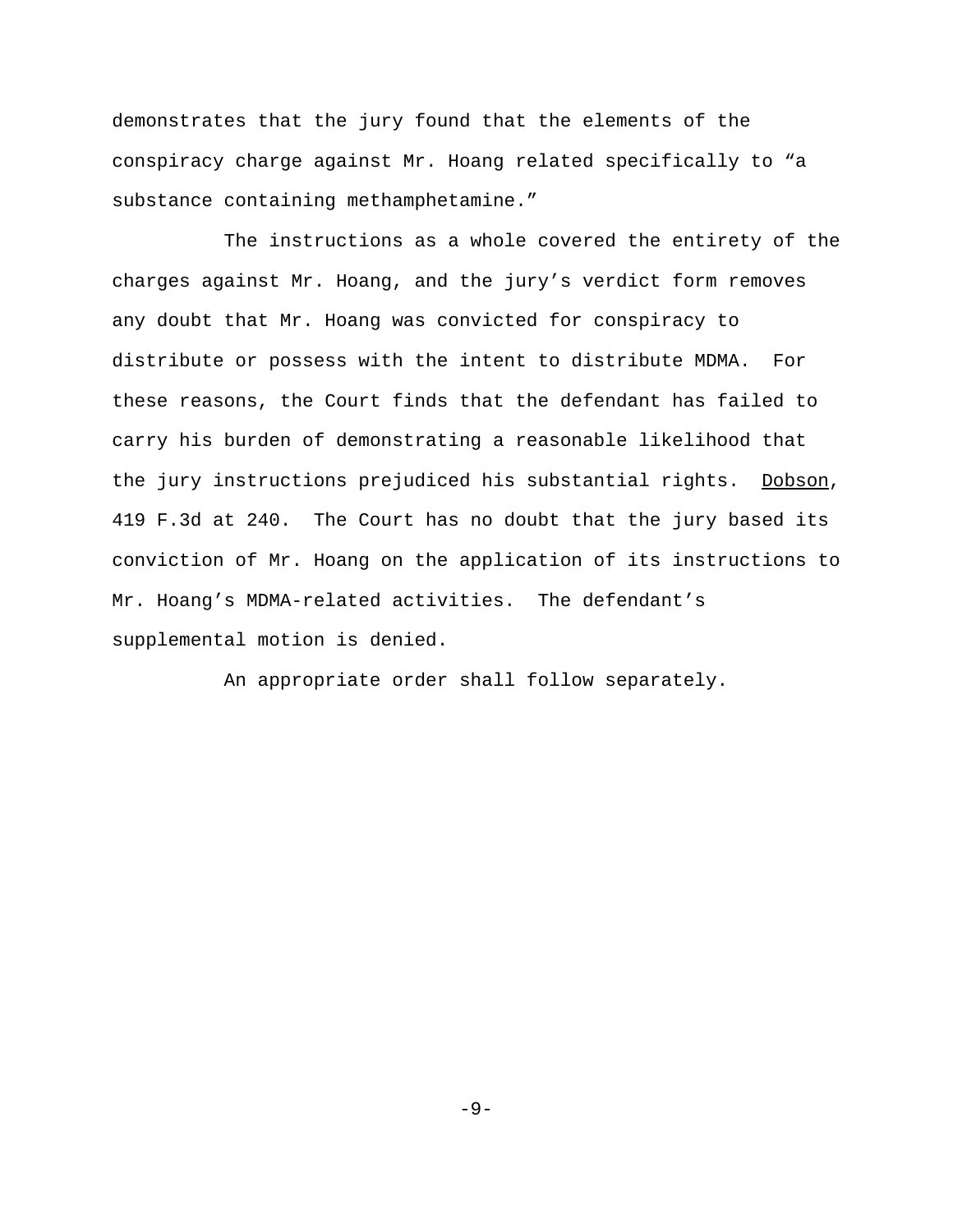demonstrates that the jury found that the elements of the conspiracy charge against Mr. Hoang related specifically to "a substance containing methamphetamine."

The instructions as a whole covered the entirety of the charges against Mr. Hoang, and the jury's verdict form removes any doubt that Mr. Hoang was convicted for conspiracy to distribute or possess with the intent to distribute MDMA. For these reasons, the Court finds that the defendant has failed to carry his burden of demonstrating a reasonable likelihood that the jury instructions prejudiced his substantial rights. Dobson, 419 F.3d at 240. The Court has no doubt that the jury based its conviction of Mr. Hoang on the application of its instructions to Mr. Hoang's MDMA-related activities. The defendant's supplemental motion is denied.

An appropriate order shall follow separately.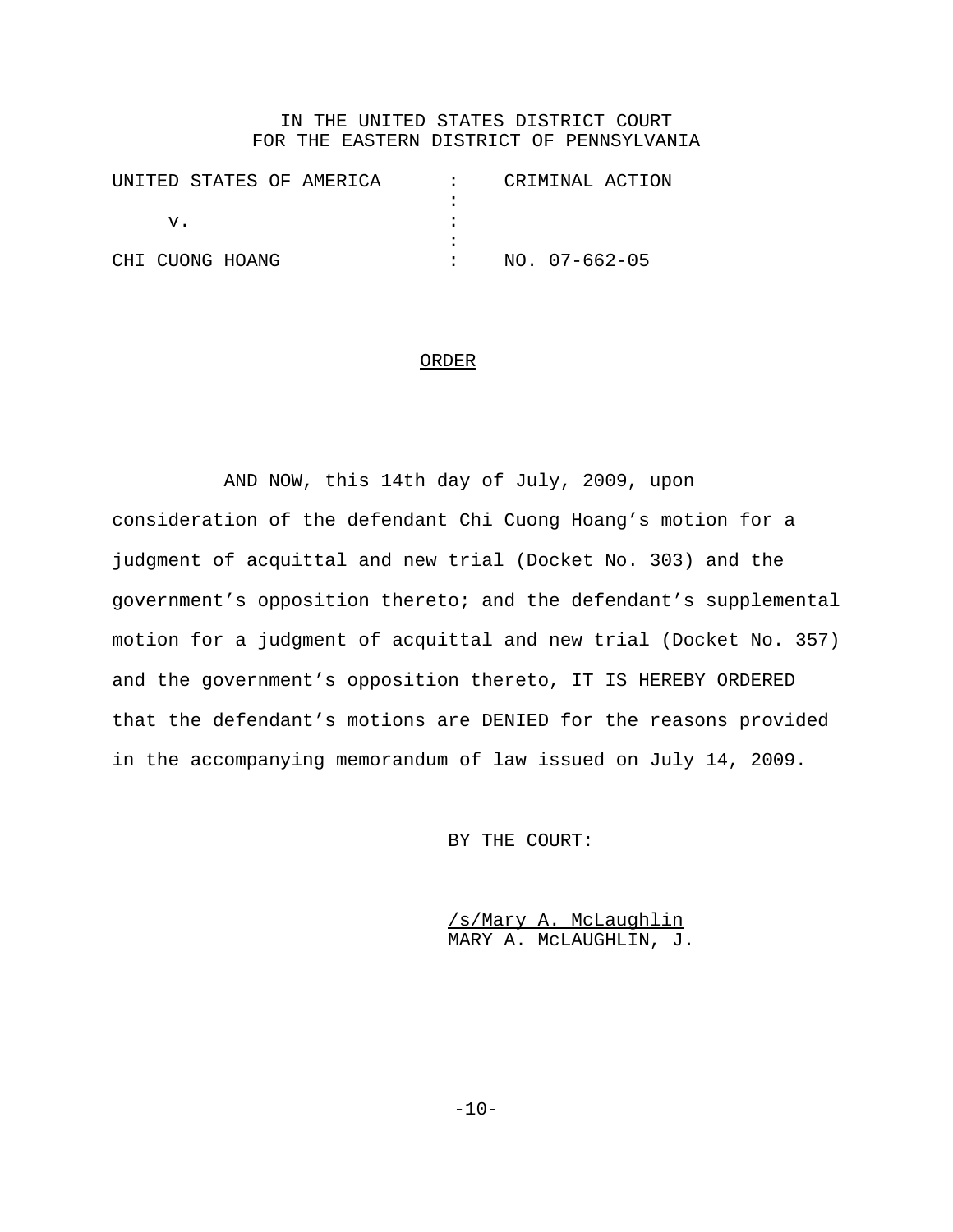IN THE UNITED STATES DISTRICT COURT
FOR THE EASTERN DISTRICT OF PENNSYLVANIA

| | | |
|---|---|---|
| UNITED STATES OF AMERICA | : | CRIMINAL ACTION |
| | : | |
| v. | : | |
| | : | |
| CHI CUONG HOANG | : | NO. 07-662-05 |

ORDER

AND NOW, this 14th day of July, 2009, upon consideration of the defendant Chi Cuong Hoang's motion for a judgment of acquittal and new trial (Docket No. 303) and the government's opposition thereto; and the defendant's supplemental motion for a judgment of acquittal and new trial (Docket No. 357) and the government's opposition thereto, IT IS HEREBY ORDERED that the defendant's motions are DENIED for the reasons provided in the accompanying memorandum of law issued on July 14, 2009.

BY THE COURT:

/s/Mary A. McLaughlin
MARY A. McLAUGHLIN, J.